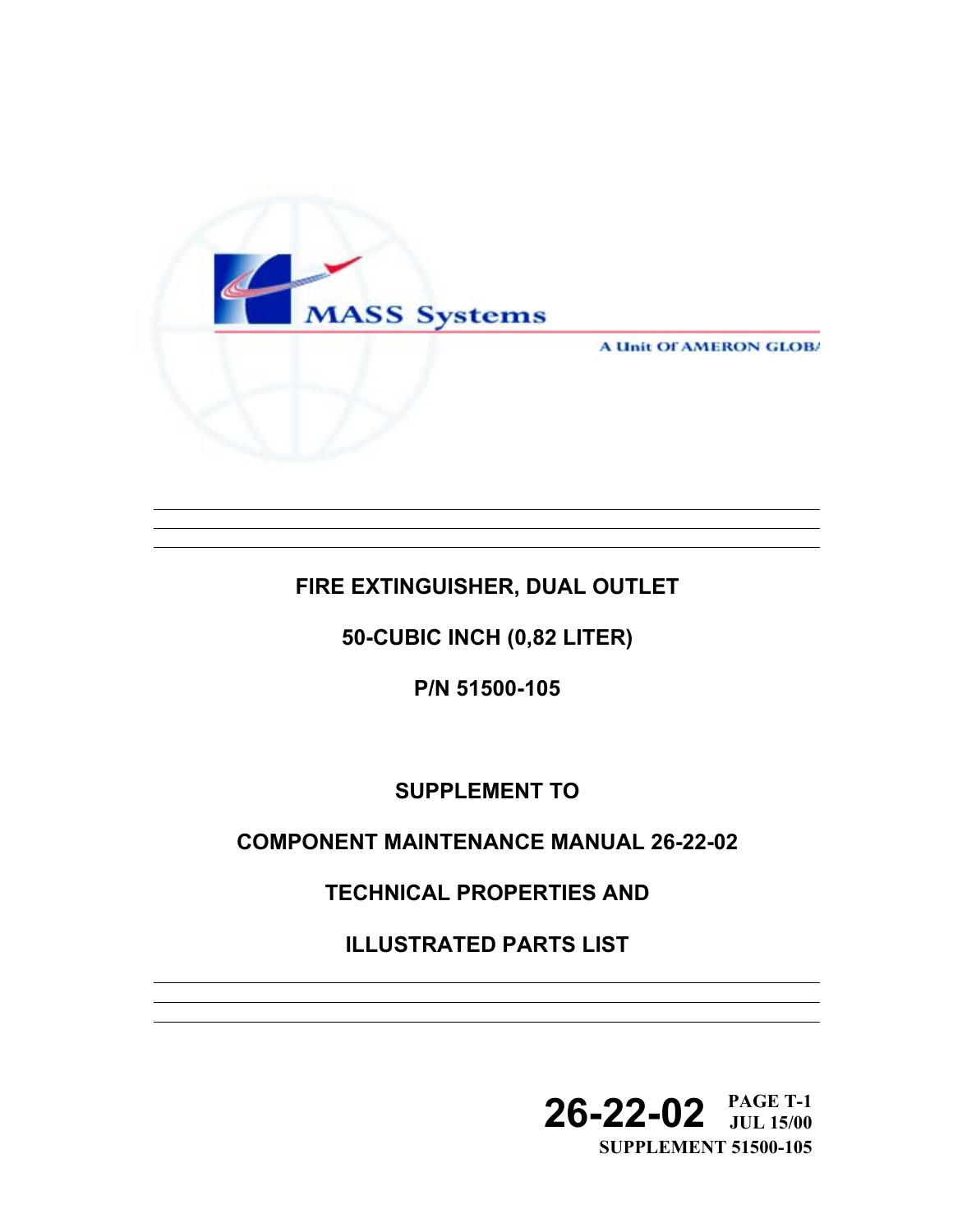MASS Systems

A Unit Of AMERON GLOB/

# FIRE EXTINGUISHER, DUAL OUTLET

# 50-CUBIC INCH (0,82 LITER)

# P/N 51500-105

## SUPPLEMENT TO

## COMPONENT MAINTENANCE MANUAL 26-22-02

## TECHNICAL PROPERTIES AND

## ILLUSTRATED PARTS LIST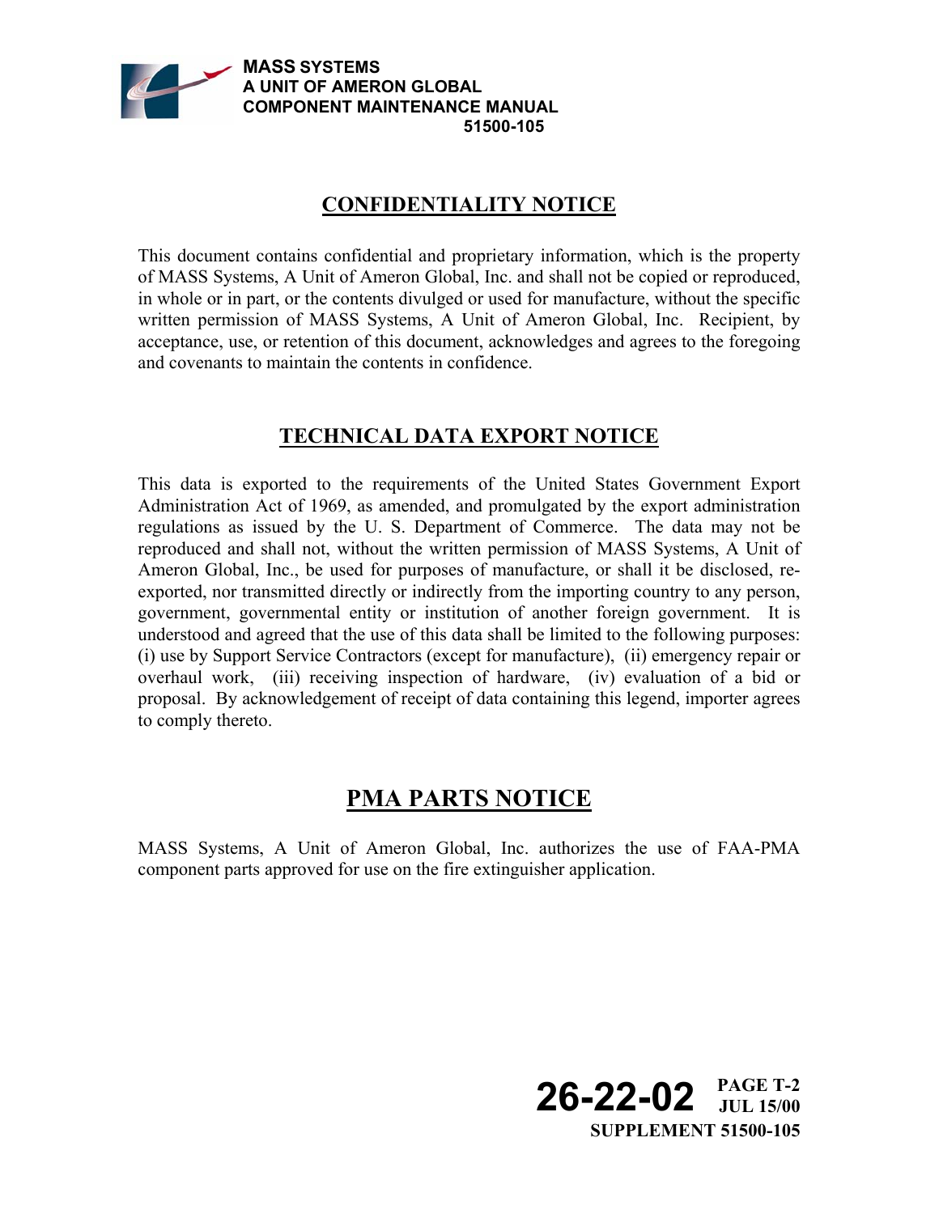## CONFIDENTIALITY NOTICE

This document contains confidential and proprietary information, which is the property of MASS Systems, A Unit of Ameron Global, Inc. and shall not be copied or reproduced, in whole or in part, or the contents divulged or used for manufacture, without the specific written permission of MASS Systems, A Unit of Ameron Global, Inc. Recipient, by acceptance, use, or retention of this document, acknowledges and agrees to the foregoing and covenants to maintain the contents in confidence.

## TECHNICAL DATA EXPORT NOTICE

This data is exported to the requirements of the United States Government Export Administration Act of 1969, as amended, and promulgated by the export administration regulations as issued by the U. S. Department of Commerce. The data may not be reproduced and shall not, without the written permission of MASS Systems, A Unit of Ameron Global, Inc., be used for purposes of manufacture, or shall it be disclosed, re-exported, nor transmitted directly or indirectly from the importing country to any person, government, governmental entity or institution of another foreign government. It is understood and agreed that the use of this data shall be limited to the following purposes: (i) use by Support Service Contractors (except for manufacture), (ii) emergency repair or overhaul work, (iii) receiving inspection of hardware, (iv) evaluation of a bid or proposal. By acknowledgement of receipt of data containing this legend, importer agrees to comply thereto.

## PMA PARTS NOTICE

MASS Systems, A Unit of Ameron Global, Inc. authorizes the use of FAA-PMA component parts approved for use on the fire extinguisher application.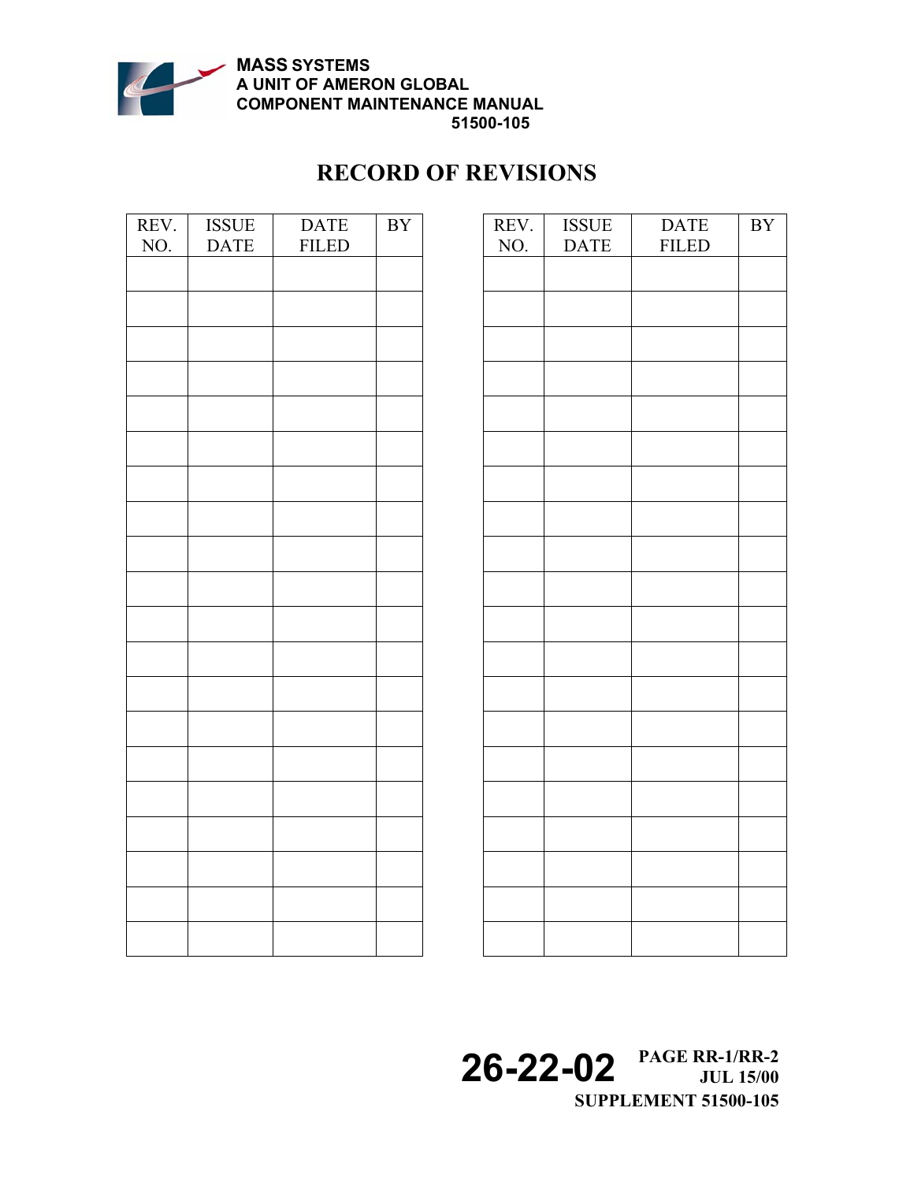# RECORD OF REVISIONS

| REV. NO. | ISSUE DATE | DATE FILED | BY |
|---|---|---|---|
| | | | |
| | | | |
| | | | |
| | | | |
| | | | |
| | | | |
| | | | |
| | | | |
| | | | |
| | | | |
| | | | |
| | | | |
| | | | |
| | | | |
| | | | |
| | | | |
| | | | |
| | | | |
| | | | |
| | | | |

| REV. NO. | ISSUE DATE | DATE FILED | BY |
|---|---|---|---|
| | | | |
| | | | |
| | | | |
| | | | |
| | | | |
| | | | |
| | | | |
| | | | |
| | | | |
| | | | |
| | | | |
| | | | |
| | | | |
| | | | |
| | | | |
| | | | |
| | | | |
| | | | |
| | | | |
| | | | |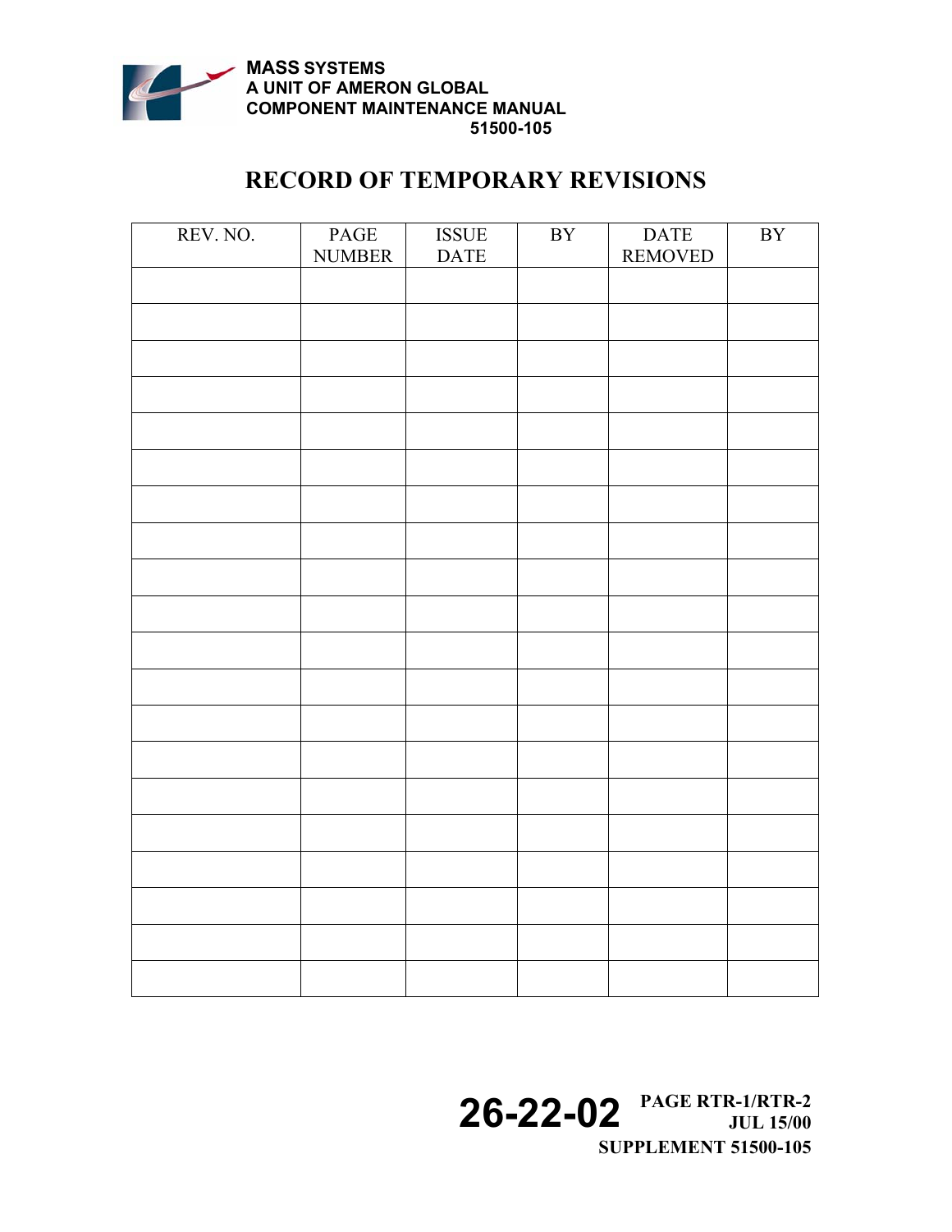# RECORD OF TEMPORARY REVISIONS

| REV. NO. | PAGE NUMBER | ISSUE DATE | BY | DATE REMOVED | BY |
|---|---|---|---|---|---|
| | | | | | |
| | | | | | |
| | | | | | |
| | | | | | |
| | | | | | |
| | | | | | |
| | | | | | |
| | | | | | |
| | | | | | |
| | | | | | |
| | | | | | |
| | | | | | |
| | | | | | |
| | | | | | |
| | | | | | |
| | | | | | |
| | | | | | |
| | | | | | |
| | | | | | |
| | | | | | |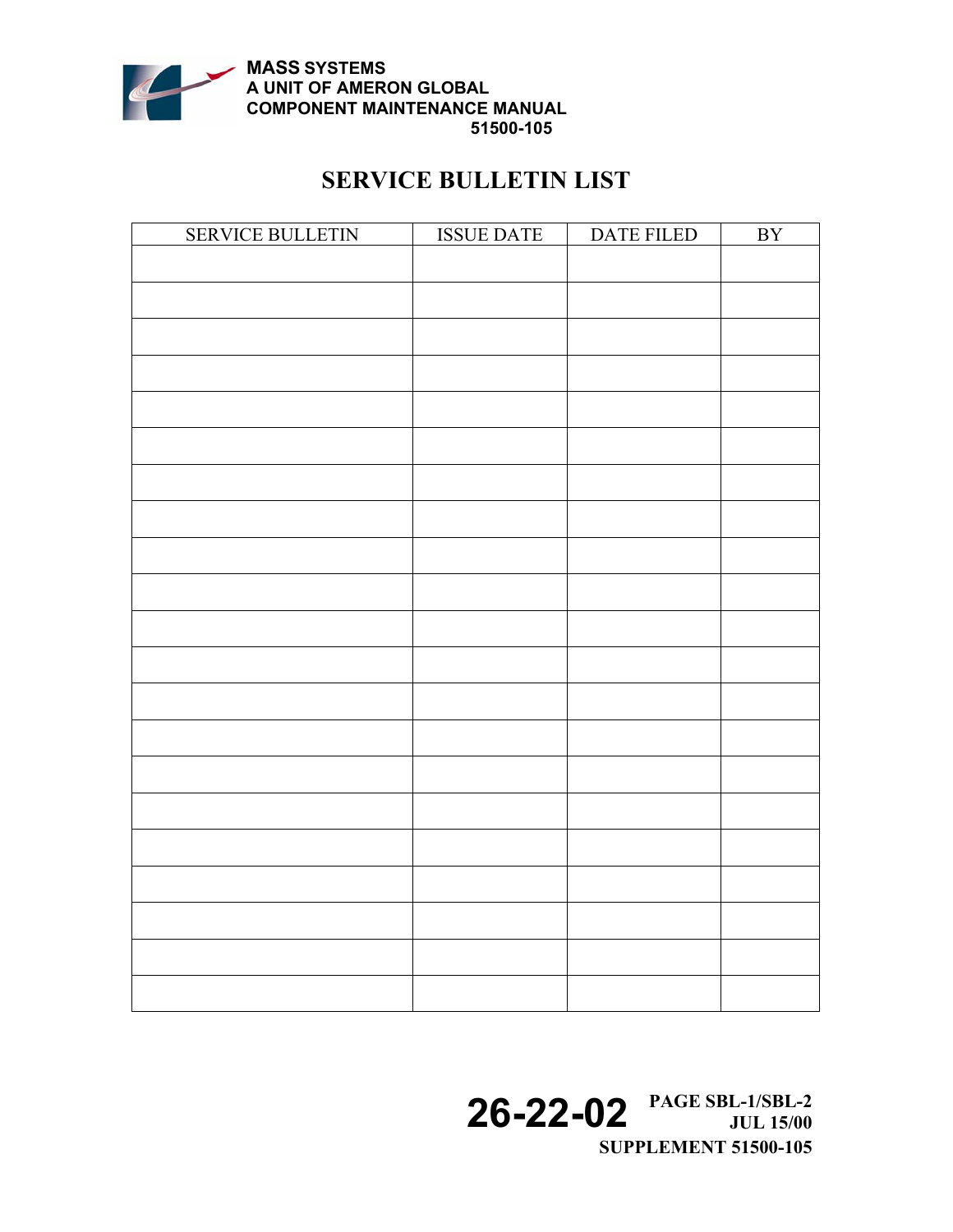# SERVICE BULLETIN LIST

| SERVICE BULLETIN | ISSUE DATE | DATE FILED | BY |
|---|---|---|---|
| | | | |
| | | | |
| | | | |
| | | | |
| | | | |
| | | | |
| | | | |
| | | | |
| | | | |
| | | | |
| | | | |
| | | | |
| | | | |
| | | | |
| | | | |
| | | | |
| | | | |
| | | | |
| | | | |
| | | | |
| | | | |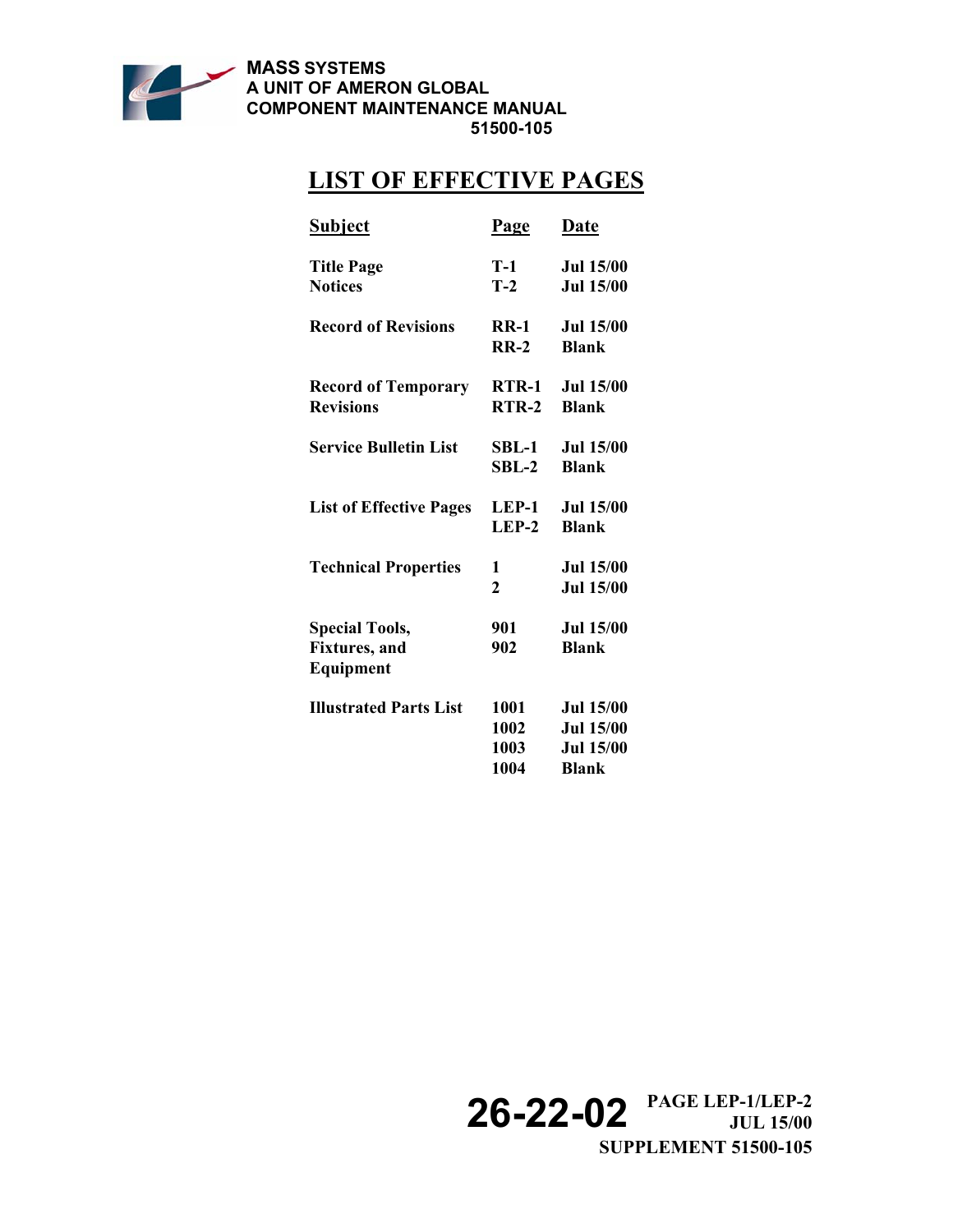# LIST OF EFFECTIVE PAGES

| Subject | Page | Date |
|---|---|---|
| Title Page | T-1 | Jul 15/00 |
| Notices | T-2 | Jul 15/00 |
| Record of Revisions | RR-1 | Jul 15/00 |
| | RR-2 | Blank |
| Record of Temporary Revisions | RTR-1 | Jul 15/00 |
| | RTR-2 | Blank |
| Service Bulletin List | SBL-1 | Jul 15/00 |
| | SBL-2 | Blank |
| List of Effective Pages | LEP-1 | Jul 15/00 |
| | LEP-2 | Blank |
| Technical Properties | 1 | Jul 15/00 |
| | 2 | Jul 15/00 |
| Special Tools, Fixtures, and Equipment | 901 | Jul 15/00 |
| | 902 | Blank |
| Illustrated Parts List | 1001 | Jul 15/00 |
| | 1002 | Jul 15/00 |
| | 1003 | Jul 15/00 |
| | 1004 | Blank |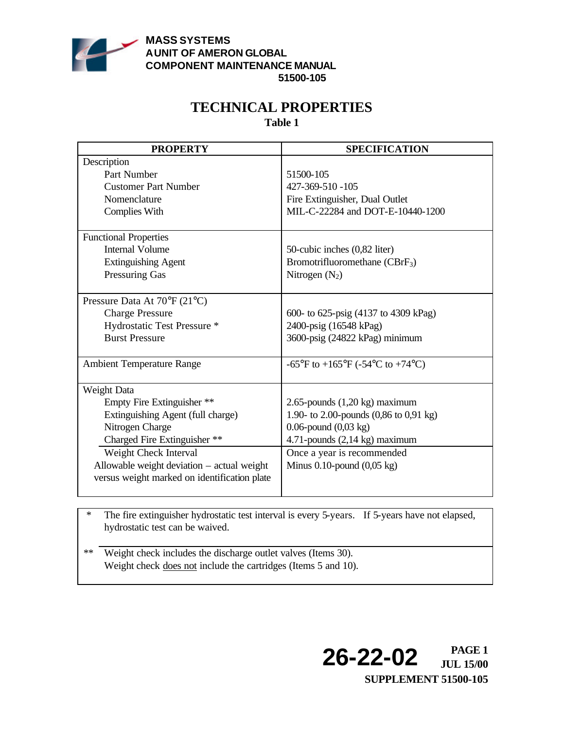# TECHNICAL PROPERTIES

**Table 1**

| PROPERTY | SPECIFICATION |
|---|---|
| Description | |
| Part Number | 51500-105 |
| Customer Part Number | 427-369-510 -105 |
| Nomenclature | Fire Extinguisher, Dual Outlet |
| Complies With | MIL-C-22284 and DOT-E-10440-1200 |
| Functional Properties | |
| Internal Volume | 50-cubic inches (0,82 liter) |
| Extinguishing Agent | Bromotrifluoromethane ($CBrF_3$) |
| Pressuring Gas | Nitrogen ($N_2$) |
| Pressure Data At 70°F (21°C) | |
| Charge Pressure | 600- to 625-psig (4137 to 4309 kPag) |
| Hydrostatic Test Pressure * | 2400-psig (16548 kPag) |
| Burst Pressure | 3600-psig (24822 kPag) minimum |
| Ambient Temperature Range | -65°F to +165°F (-54°C to +74°C) |
| Weight Data | |
| Empty Fire Extinguisher ** | 2.65-pounds (1,20 kg) maximum |
| Extinguishing Agent (full charge) | 1.90- to 2.00-pounds (0,86 to 0,91 kg) |
| Nitrogen Charge | 0.06-pound (0,03 kg) |
| Charged Fire Extinguisher ** | 4.71-pounds (2,14 kg) maximum |
| Weight Check Interval | Once a year is recommended |
| Allowable weight deviation – actual weight versus weight marked on identification plate | Minus 0.10-pound (0,05 kg) |

\* The fire extinguisher hydrostatic test interval is every 5-years. If 5-years have not elapsed, hydrostatic test can be waived.

\*\* Weight check includes the discharge outlet valves (Items 30).
Weight check <u>does not</u> include the cartridges (Items 5 and 10).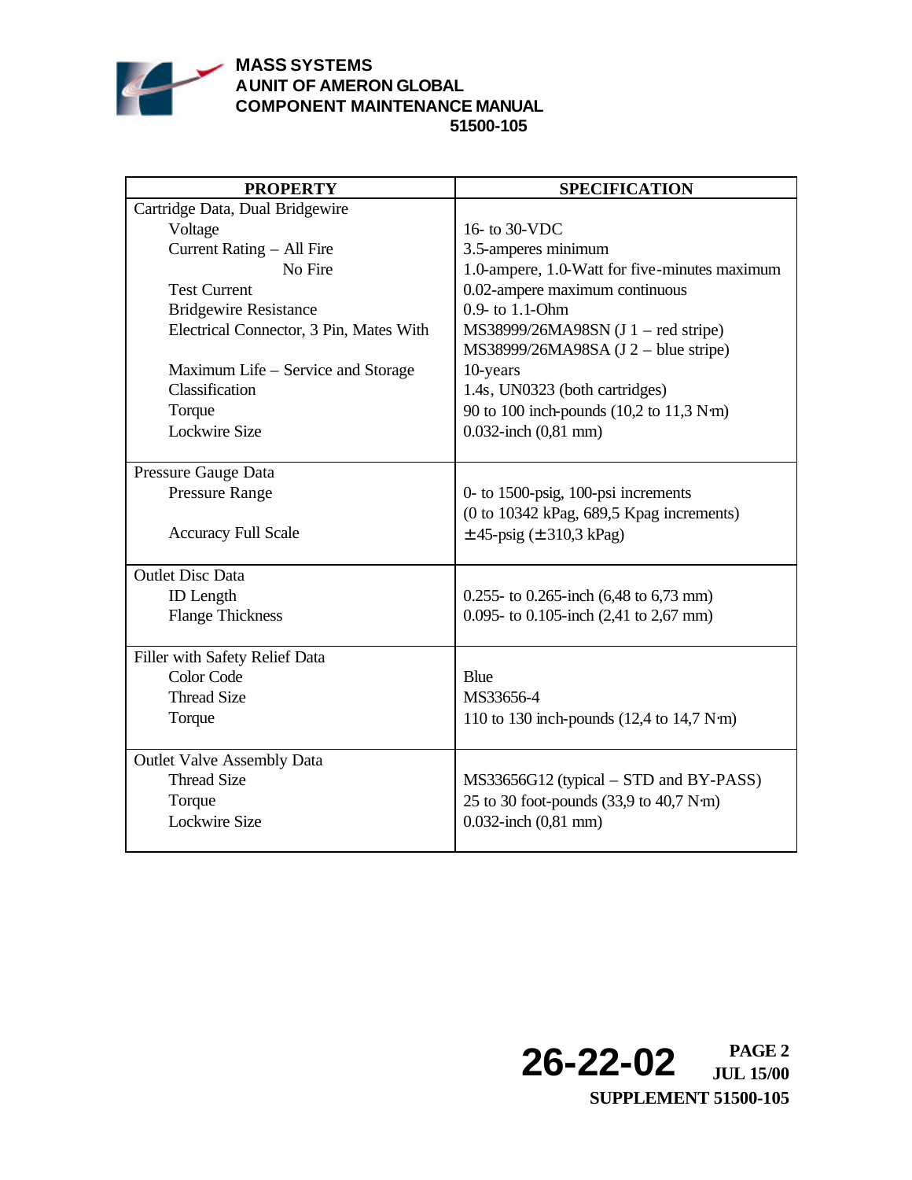| PROPERTY | SPECIFICATION |
|---|---|
| Cartridge Data, Dual Bridgewire | |
| Voltage | 16- to 30-VDC |
| Current Rating – All Fire | 3.5-amperes minimum |
| No Fire | 1.0-ampere, 1.0-Watt for five-minutes maximum |
| Test Current | 0.02-ampere maximum continuous |
| Bridgewire Resistance | 0.9- to 1.1-Ohm |
| Electrical Connector, 3 Pin, Mates With | MS38999/26MA98SN (J 1 – red stripe)<br>MS38999/26MA98SA (J 2 – blue stripe) |
| Maximum Life – Service and Storage | 10-years |
| Classification | 1.4s, UN0323 (both cartridges) |
| Torque | 90 to 100 inch-pounds (10,2 to 11,3 N·m) |
| Lockwire Size | 0.032-inch (0,81 mm) |
| Pressure Gauge Data | |
| Pressure Range | 0- to 1500-psig, 100-psi increments<br>(0 to 10342 kPag, 689,5 Kpag increments) |
| Accuracy Full Scale | ± 45-psig (± 310,3 kPag) |
| Outlet Disc Data | |
| ID Length | 0.255- to 0.265-inch (6,48 to 6,73 mm) |
| Flange Thickness | 0.095- to 0.105-inch (2,41 to 2,67 mm) |
| Filler with Safety Relief Data | |
| Color Code | Blue |
| Thread Size | MS33656-4 |
| Torque | 110 to 130 inch-pounds (12,4 to 14,7 N·m) |
| Outlet Valve Assembly Data | |
| Thread Size | MS33656G12 (typical – STD and BY-PASS) |
| Torque | 25 to 30 foot-pounds (33,9 to 40,7 N·m) |
| Lockwire Size | 0.032-inch (0,81 mm) |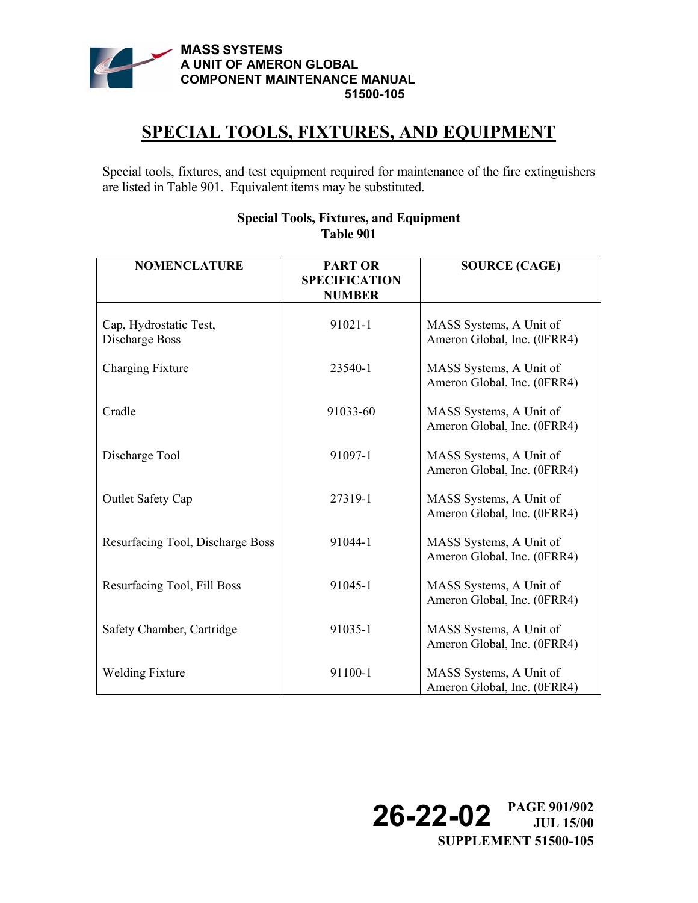# SPECIAL TOOLS, FIXTURES, AND EQUIPMENT

Special tools, fixtures, and test equipment required for maintenance of the fire extinguishers are listed in Table 901. Equivalent items may be substituted.

**Special Tools, Fixtures, and Equipment**
**Table 901**

| NOMENCLATURE | PART OR SPECIFICATION NUMBER | SOURCE (CAGE) |
|---|---|---|
| Cap, Hydrostatic Test, Discharge Boss | 91021-1 | MASS Systems, A Unit of Ameron Global, Inc. (0FRR4) |
| Charging Fixture | 23540-1 | MASS Systems, A Unit of Ameron Global, Inc. (0FRR4) |
| Cradle | 91033-60 | MASS Systems, A Unit of Ameron Global, Inc. (0FRR4) |
| Discharge Tool | 91097-1 | MASS Systems, A Unit of Ameron Global, Inc. (0FRR4) |
| Outlet Safety Cap | 27319-1 | MASS Systems, A Unit of Ameron Global, Inc. (0FRR4) |
| Resurfacing Tool, Discharge Boss | 91044-1 | MASS Systems, A Unit of Ameron Global, Inc. (0FRR4) |
| Resurfacing Tool, Fill Boss | 91045-1 | MASS Systems, A Unit of Ameron Global, Inc. (0FRR4) |
| Safety Chamber, Cartridge | 91035-1 | MASS Systems, A Unit of Ameron Global, Inc. (0FRR4) |
| Welding Fixture | 91100-1 | MASS Systems, A Unit of Ameron Global, Inc. (0FRR4) |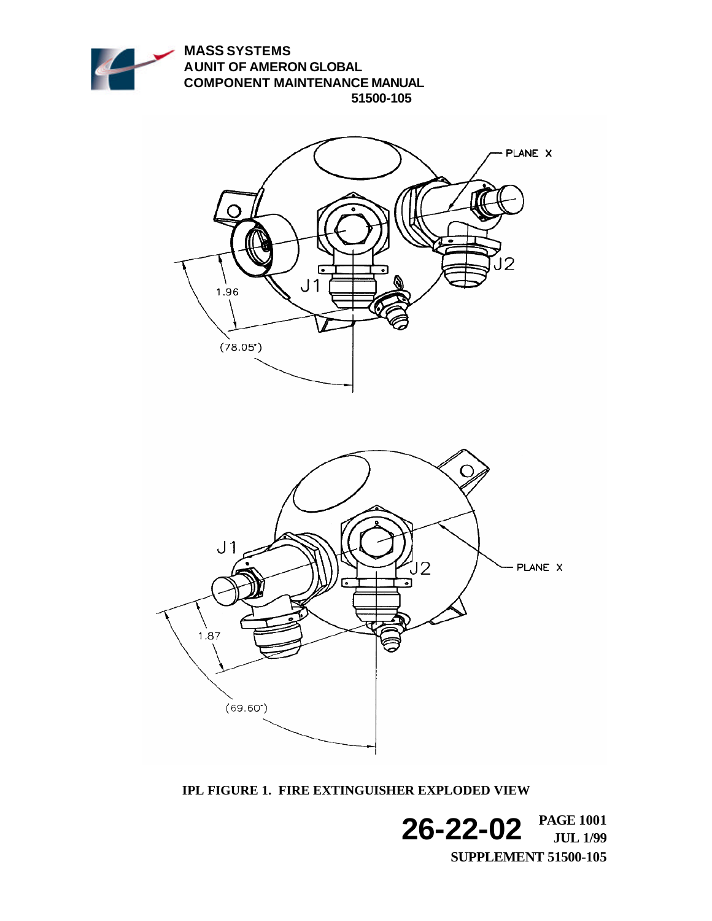IPL FIGURE 1. FIRE EXTINGUISHER EXPLODED VIEW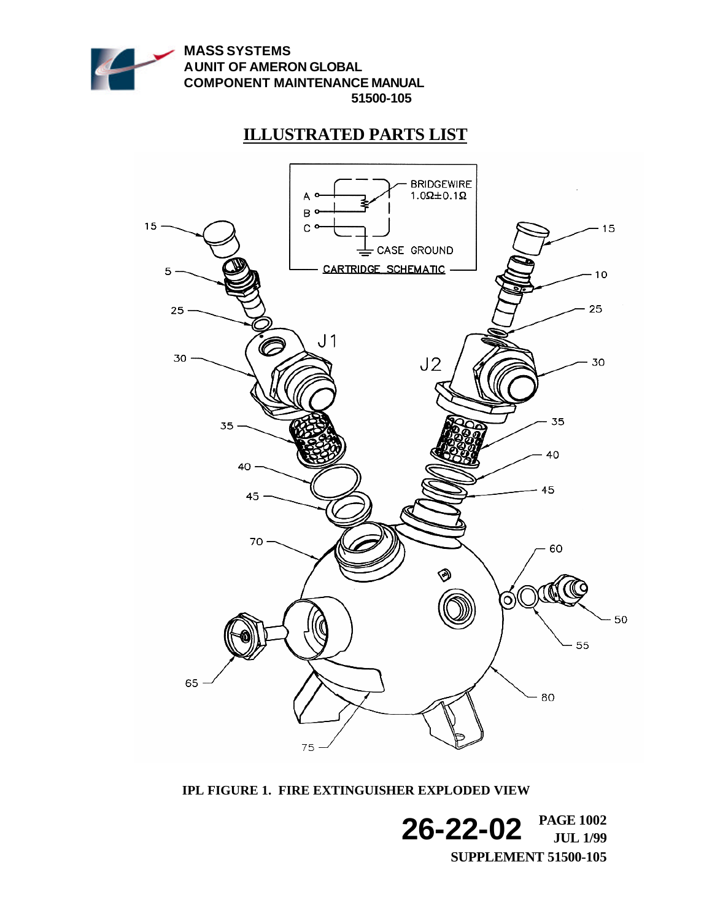# ILLUSTRATED PARTS LIST

IPL FIGURE 1. FIRE EXTINGUISHER EXPLODED VIEW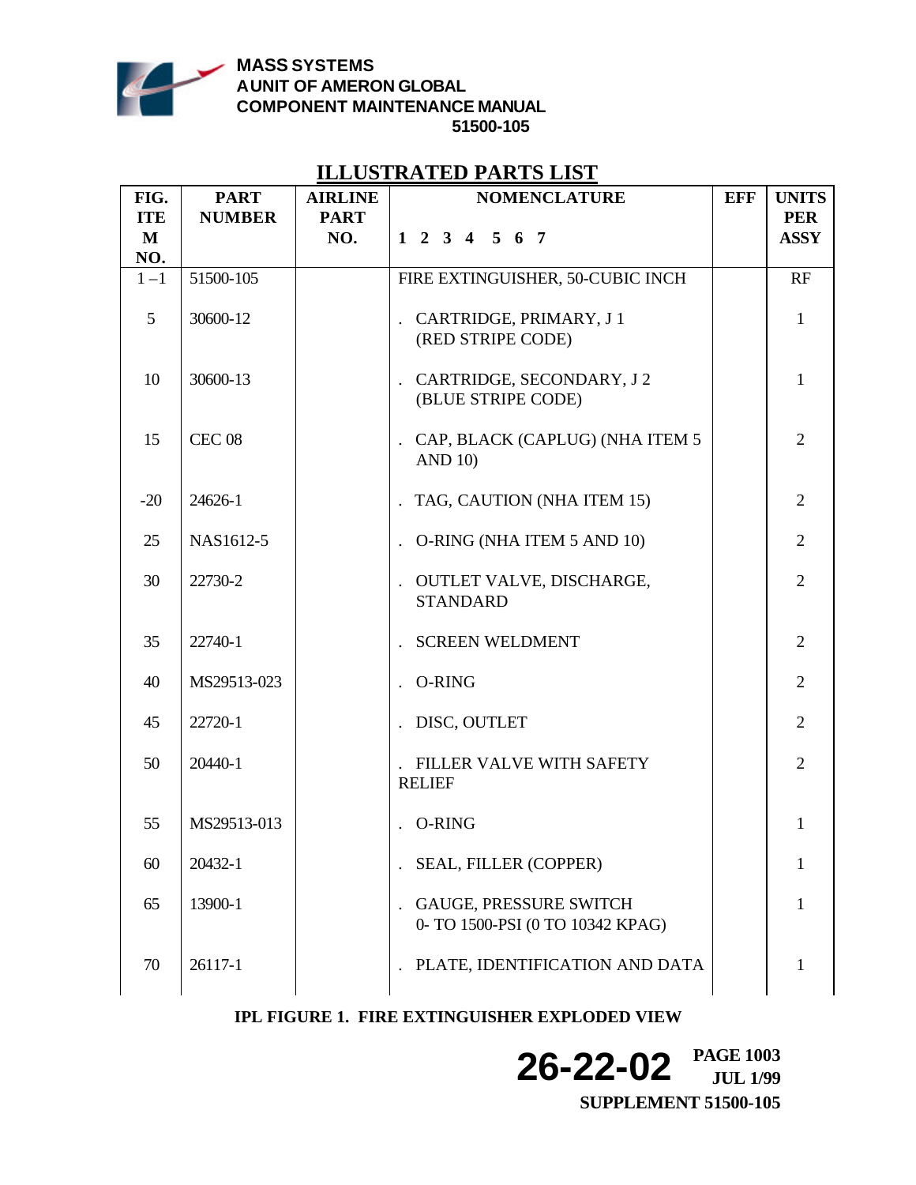## ILLUSTRATED PARTS LIST

| FIG. ITEM NO. | PART NUMBER | AIRLINE PART NO. | NOMENCLATURE<br>1 2 3 4 5 6 7 | EFF | UNITS PER ASSY |
|---|---|---|---|---|---|
| 1 –1 | 51500-105 | | FIRE EXTINGUISHER, 50-CUBIC INCH | | RF |
| 5 | 30600-12 | | . CARTRIDGE, PRIMARY, J 1 (RED STRIPE CODE) | | 1 |
| 10 | 30600-13 | | . CARTRIDGE, SECONDARY, J 2 (BLUE STRIPE CODE) | | 1 |
| 15 | CEC 08 | | . CAP, BLACK (CAPLUG) (NHA ITEM 5 AND 10) | | 2 |
| -20 | 24626-1 | | . TAG, CAUTION (NHA ITEM 15) | | 2 |
| 25 | NAS1612-5 | | . O-RING (NHA ITEM 5 AND 10) | | 2 |
| 30 | 22730-2 | | . OUTLET VALVE, DISCHARGE, STANDARD | | 2 |
| 35 | 22740-1 | | . SCREEN WELDMENT | | 2 |
| 40 | MS29513-023 | | . O-RING | | 2 |
| 45 | 22720-1 | | . DISC, OUTLET | | 2 |
| 50 | 20440-1 | | . FILLER VALVE WITH SAFETY RELIEF | | 2 |
| 55 | MS29513-013 | | . O-RING | | 1 |
| 60 | 20432-1 | | . SEAL, FILLER (COPPER) | | 1 |
| 65 | 13900-1 | | . GAUGE, PRESSURE SWITCH 0- TO 1500-PSI (0 TO 10342 KPAG) | | 1 |
| 70 | 26117-1 | | . PLATE, IDENTIFICATION AND DATA | | 1 |

**IPL FIGURE 1. FIRE EXTINGUISHER EXPLODED VIEW**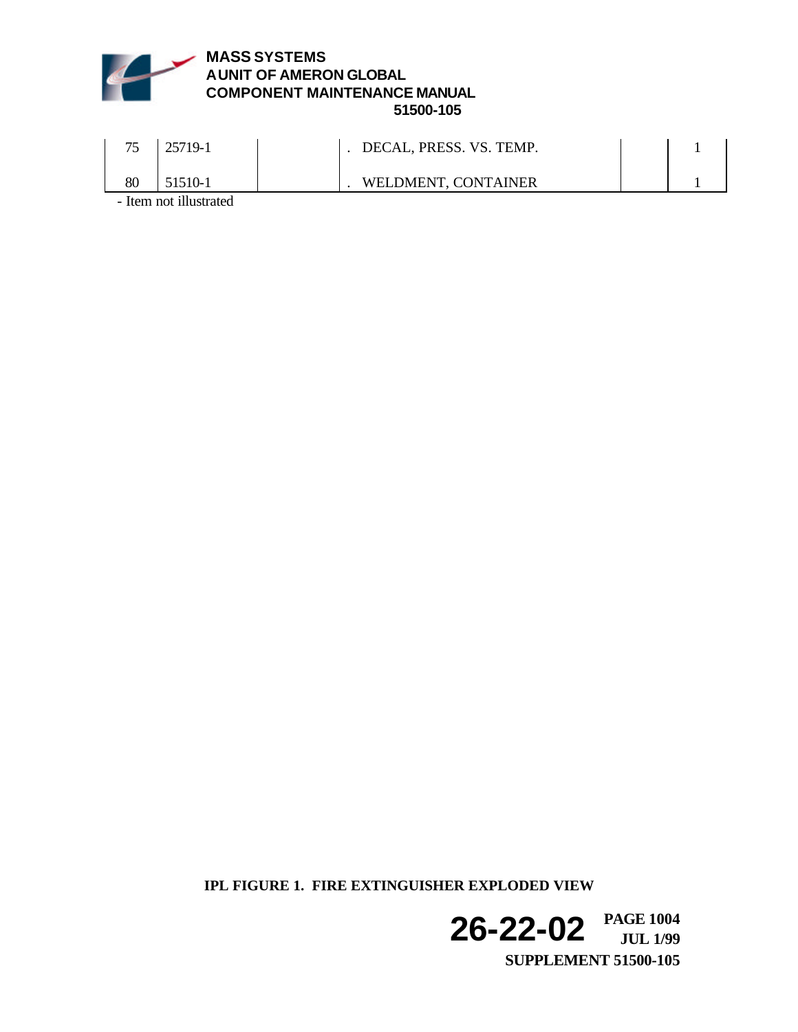| | | | | | |
|---|---|---|---|---|---|
| 75 | 25719-1 | | . DECAL, PRESS. VS. TEMP. | | 1 |
| 80 | 51510-1 | | . WELDMENT, CONTAINER | | 1 |

- Item not illustrated

IPL FIGURE 1. FIRE EXTINGUISHER EXPLODED VIEW